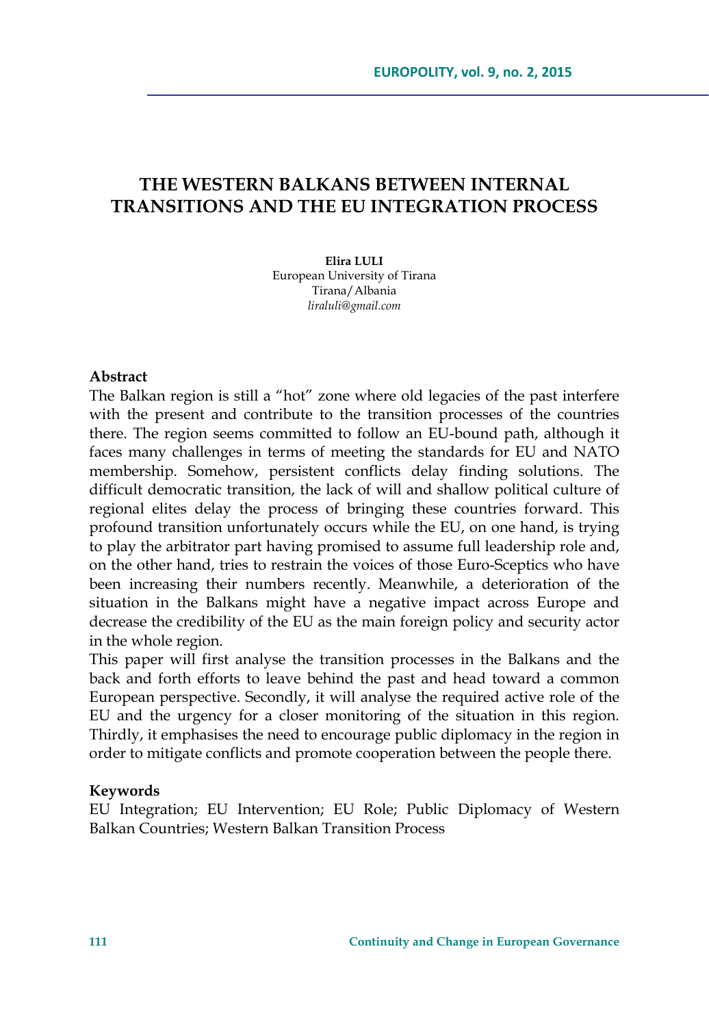# THE WESTERN BALKANS BETWEEN INTERNAL TRANSITIONS AND THE EU INTEGRATION PROCESS

**Elira LULI**
European University of Tirana
Tirana/Albania
*liraluli@gmail.com*

**Abstract**

The Balkan region is still a "hot" zone where old legacies of the past interfere with the present and contribute to the transition processes of the countries there. The region seems committed to follow an EU-bound path, although it faces many challenges in terms of meeting the standards for EU and NATO membership. Somehow, persistent conflicts delay finding solutions. The difficult democratic transition, the lack of will and shallow political culture of regional elites delay the process of bringing these countries forward. This profound transition unfortunately occurs while the EU, on one hand, is trying to play the arbitrator part having promised to assume full leadership role and, on the other hand, tries to restrain the voices of those Euro-Sceptics who have been increasing their numbers recently. Meanwhile, a deterioration of the situation in the Balkans might have a negative impact across Europe and decrease the credibility of the EU as the main foreign policy and security actor in the whole region.

This paper will first analyse the transition processes in the Balkans and the back and forth efforts to leave behind the past and head toward a common European perspective. Secondly, it will analyse the required active role of the EU and the urgency for a closer monitoring of the situation in this region. Thirdly, it emphasises the need to encourage public diplomacy in the region in order to mitigate conflicts and promote cooperation between the people there.

**Keywords**

EU Integration; EU Intervention; EU Role; Public Diplomacy of Western Balkan Countries; Western Balkan Transition Process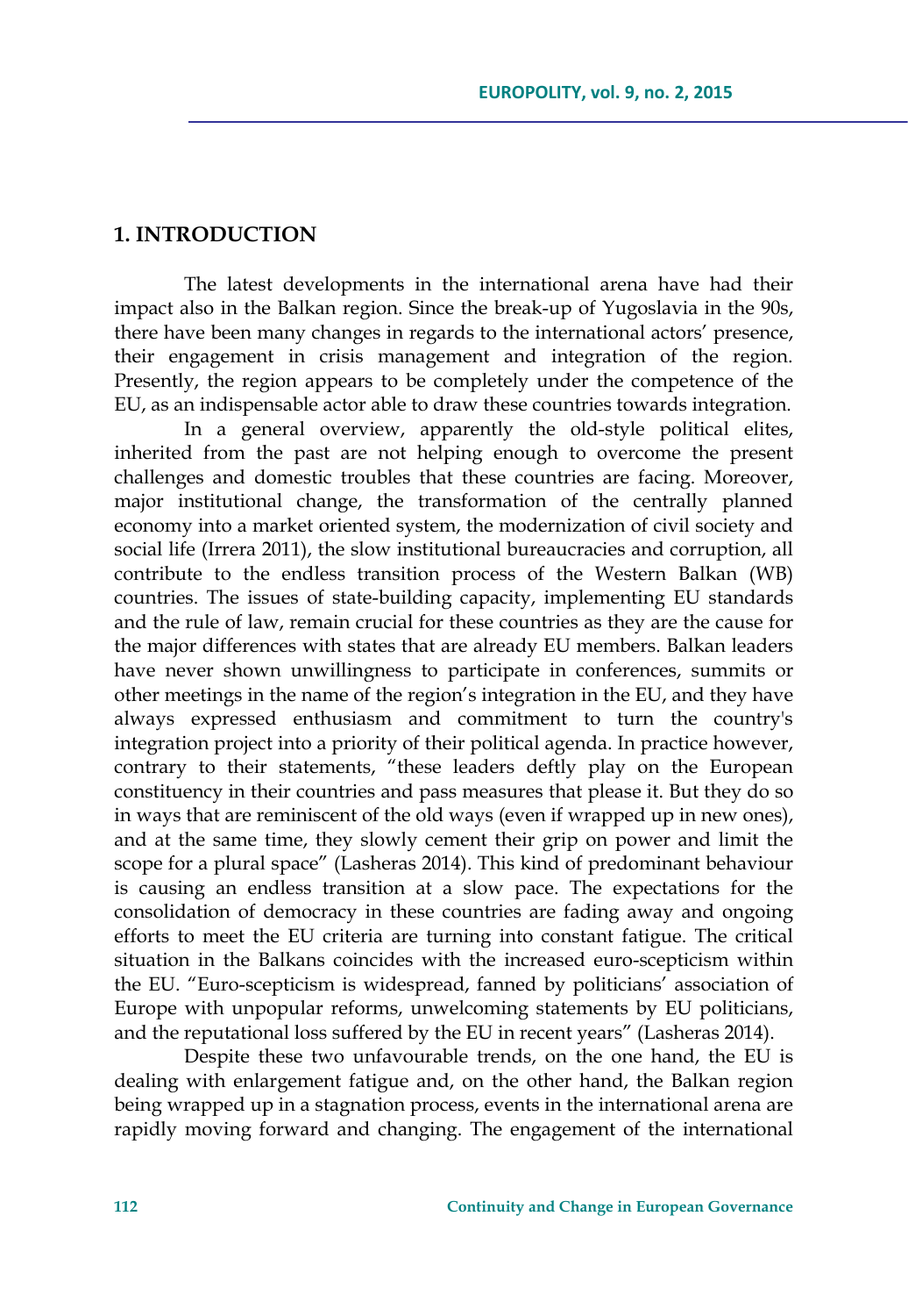## 1. INTRODUCTION

The latest developments in the international arena have had their impact also in the Balkan region. Since the break-up of Yugoslavia in the 90s, there have been many changes in regards to the international actors' presence, their engagement in crisis management and integration of the region. Presently, the region appears to be completely under the competence of the EU, as an indispensable actor able to draw these countries towards integration.

In a general overview, apparently the old-style political elites, inherited from the past are not helping enough to overcome the present challenges and domestic troubles that these countries are facing. Moreover, major institutional change, the transformation of the centrally planned economy into a market oriented system, the modernization of civil society and social life (Irrera 2011), the slow institutional bureaucracies and corruption, all contribute to the endless transition process of the Western Balkan (WB) countries. The issues of state-building capacity, implementing EU standards and the rule of law, remain crucial for these countries as they are the cause for the major differences with states that are already EU members. Balkan leaders have never shown unwillingness to participate in conferences, summits or other meetings in the name of the region's integration in the EU, and they have always expressed enthusiasm and commitment to turn the country's integration project into a priority of their political agenda. In practice however, contrary to their statements, "these leaders deftly play on the European constituency in their countries and pass measures that please it. But they do so in ways that are reminiscent of the old ways (even if wrapped up in new ones), and at the same time, they slowly cement their grip on power and limit the scope for a plural space" (Lasheras 2014). This kind of predominant behaviour is causing an endless transition at a slow pace. The expectations for the consolidation of democracy in these countries are fading away and ongoing efforts to meet the EU criteria are turning into constant fatigue. The critical situation in the Balkans coincides with the increased euro-scepticism within the EU. "Euro-scepticism is widespread, fanned by politicians' association of Europe with unpopular reforms, unwelcoming statements by EU politicians, and the reputational loss suffered by the EU in recent years" (Lasheras 2014).

Despite these two unfavourable trends, on the one hand, the EU is dealing with enlargement fatigue and, on the other hand, the Balkan region being wrapped up in a stagnation process, events in the international arena are rapidly moving forward and changing. The engagement of the international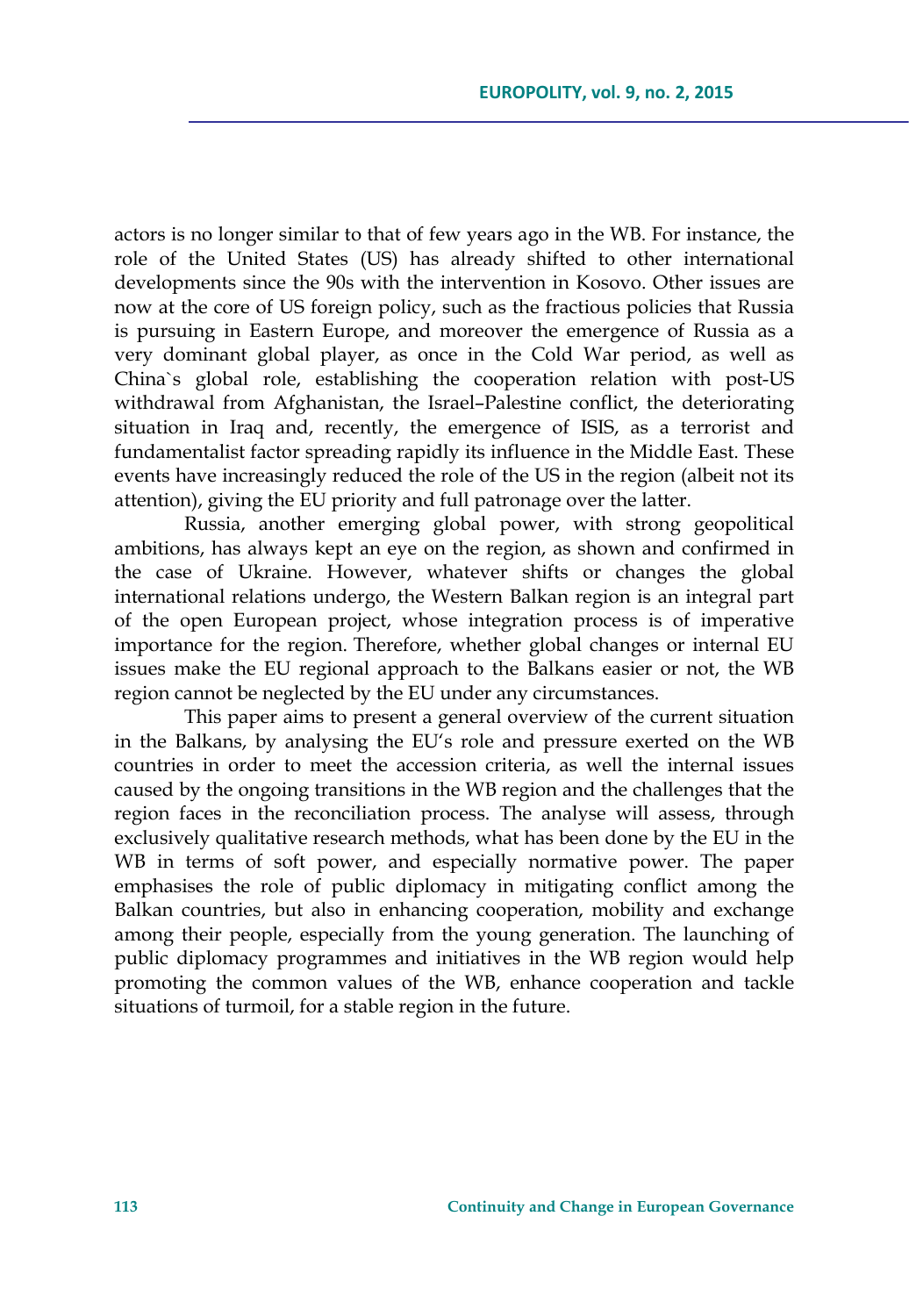actors is no longer similar to that of few years ago in the WB. For instance, the role of the United States (US) has already shifted to other international developments since the 90s with the intervention in Kosovo. Other issues are now at the core of US foreign policy, such as the fractious policies that Russia is pursuing in Eastern Europe, and moreover the emergence of Russia as a very dominant global player, as once in the Cold War period, as well as China`s global role, establishing the cooperation relation with post-US withdrawal from Afghanistan, the Israel–Palestine conflict, the deteriorating situation in Iraq and, recently, the emergence of ISIS, as a terrorist and fundamentalist factor spreading rapidly its influence in the Middle East. These events have increasingly reduced the role of the US in the region (albeit not its attention), giving the EU priority and full patronage over the latter.

Russia, another emerging global power, with strong geopolitical ambitions, has always kept an eye on the region, as shown and confirmed in the case of Ukraine. However, whatever shifts or changes the global international relations undergo, the Western Balkan region is an integral part of the open European project, whose integration process is of imperative importance for the region. Therefore, whether global changes or internal EU issues make the EU regional approach to the Balkans easier or not, the WB region cannot be neglected by the EU under any circumstances.

This paper aims to present a general overview of the current situation in the Balkans, by analysing the EU's role and pressure exerted on the WB countries in order to meet the accession criteria, as well the internal issues caused by the ongoing transitions in the WB region and the challenges that the region faces in the reconciliation process. The analyse will assess, through exclusively qualitative research methods, what has been done by the EU in the WB in terms of soft power, and especially normative power. The paper emphasises the role of public diplomacy in mitigating conflict among the Balkan countries, but also in enhancing cooperation, mobility and exchange among their people, especially from the young generation. The launching of public diplomacy programmes and initiatives in the WB region would help promoting the common values of the WB, enhance cooperation and tackle situations of turmoil, for a stable region in the future.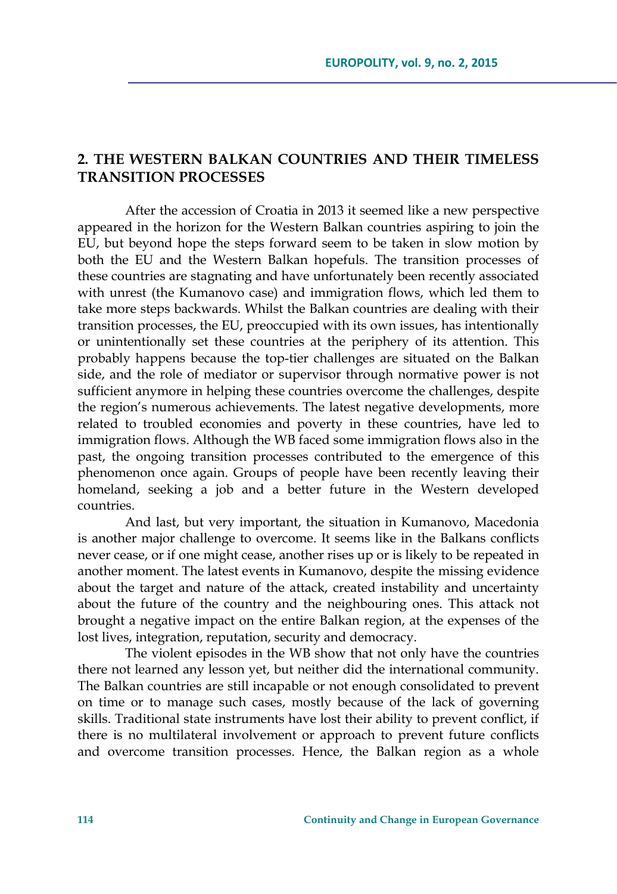## 2. THE WESTERN BALKAN COUNTRIES AND THEIR TIMELESS TRANSITION PROCESSES

After the accession of Croatia in 2013 it seemed like a new perspective appeared in the horizon for the Western Balkan countries aspiring to join the EU, but beyond hope the steps forward seem to be taken in slow motion by both the EU and the Western Balkan hopefuls. The transition processes of these countries are stagnating and have unfortunately been recently associated with unrest (the Kumanovo case) and immigration flows, which led them to take more steps backwards. Whilst the Balkan countries are dealing with their transition processes, the EU, preoccupied with its own issues, has intentionally or unintentionally set these countries at the periphery of its attention. This probably happens because the top-tier challenges are situated on the Balkan side, and the role of mediator or supervisor through normative power is not sufficient anymore in helping these countries overcome the challenges, despite the region's numerous achievements. The latest negative developments, more related to troubled economies and poverty in these countries, have led to immigration flows. Although the WB faced some immigration flows also in the past, the ongoing transition processes contributed to the emergence of this phenomenon once again. Groups of people have been recently leaving their homeland, seeking a job and a better future in the Western developed countries.

And last, but very important, the situation in Kumanovo, Macedonia is another major challenge to overcome. It seems like in the Balkans conflicts never cease, or if one might cease, another rises up or is likely to be repeated in another moment. The latest events in Kumanovo, despite the missing evidence about the target and nature of the attack, created instability and uncertainty about the future of the country and the neighbouring ones. This attack not brought a negative impact on the entire Balkan region, at the expenses of the lost lives, integration, reputation, security and democracy.

The violent episodes in the WB show that not only have the countries there not learned any lesson yet, but neither did the international community. The Balkan countries are still incapable or not enough consolidated to prevent on time or to manage such cases, mostly because of the lack of governing skills. Traditional state instruments have lost their ability to prevent conflict, if there is no multilateral involvement or approach to prevent future conflicts and overcome transition processes. Hence, the Balkan region as a whole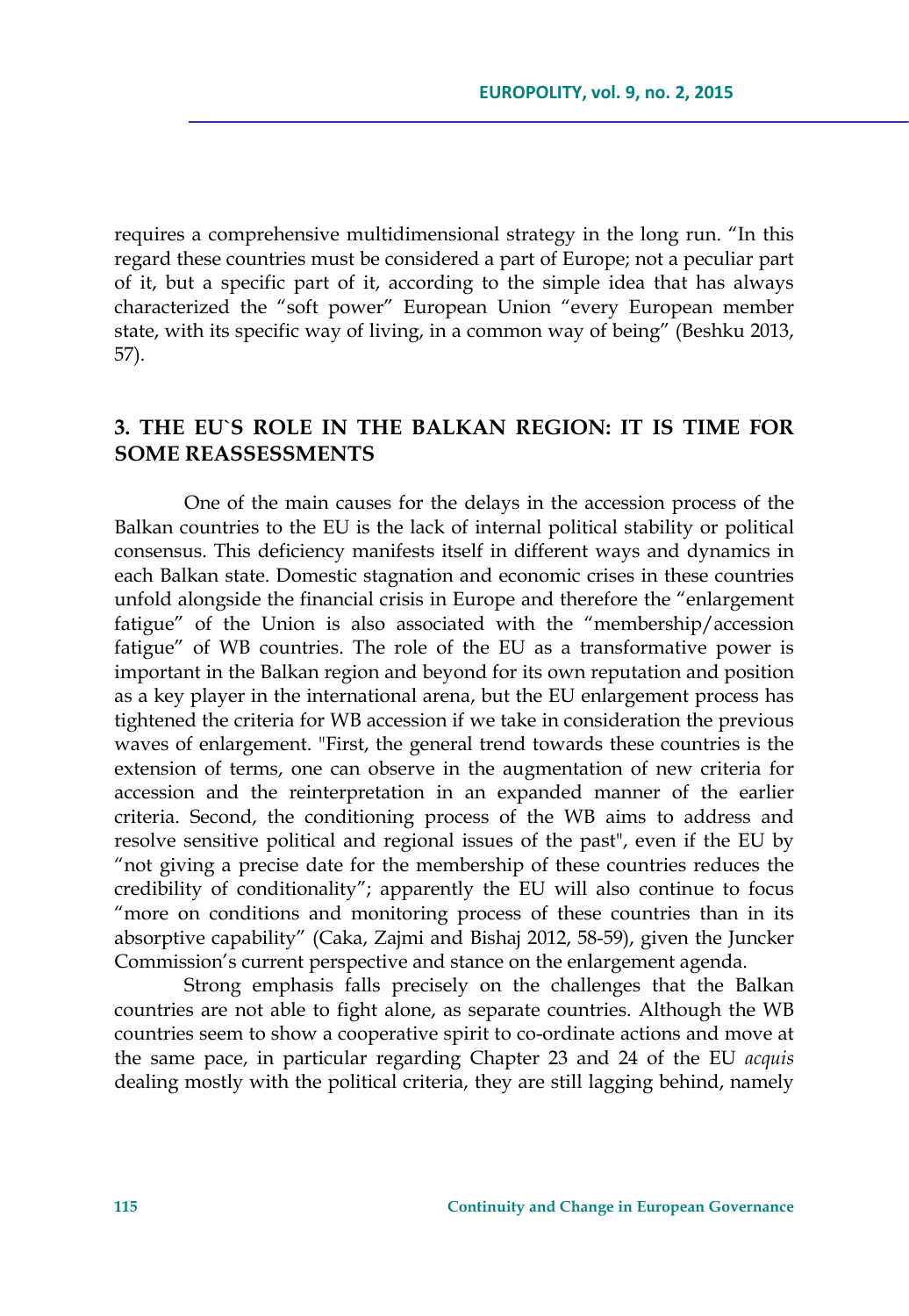requires a comprehensive multidimensional strategy in the long run. "In this regard these countries must be considered a part of Europe; not a peculiar part of it, but a specific part of it, according to the simple idea that has always characterized the "soft power" European Union "every European member state, with its specific way of living, in a common way of being" (Beshku 2013, 57).

## 3. THE EU`S ROLE IN THE BALKAN REGION: IT IS TIME FOR SOME REASSESSMENTS

One of the main causes for the delays in the accession process of the Balkan countries to the EU is the lack of internal political stability or political consensus. This deficiency manifests itself in different ways and dynamics in each Balkan state. Domestic stagnation and economic crises in these countries unfold alongside the financial crisis in Europe and therefore the "enlargement fatigue" of the Union is also associated with the "membership/accession fatigue" of WB countries. The role of the EU as a transformative power is important in the Balkan region and beyond for its own reputation and position as a key player in the international arena, but the EU enlargement process has tightened the criteria for WB accession if we take in consideration the previous waves of enlargement. "First, the general trend towards these countries is the extension of terms, one can observe in the augmentation of new criteria for accession and the reinterpretation in an expanded manner of the earlier criteria. Second, the conditioning process of the WB aims to address and resolve sensitive political and regional issues of the past", even if the EU by "not giving a precise date for the membership of these countries reduces the credibility of conditionality"; apparently the EU will also continue to focus "more on conditions and monitoring process of these countries than in its absorptive capability" (Caka, Zajmi and Bishaj 2012, 58-59), given the Juncker Commission's current perspective and stance on the enlargement agenda.

Strong emphasis falls precisely on the challenges that the Balkan countries are not able to fight alone, as separate countries. Although the WB countries seem to show a cooperative spirit to co-ordinate actions and move at the same pace, in particular regarding Chapter 23 and 24 of the EU *acquis* dealing mostly with the political criteria, they are still lagging behind, namely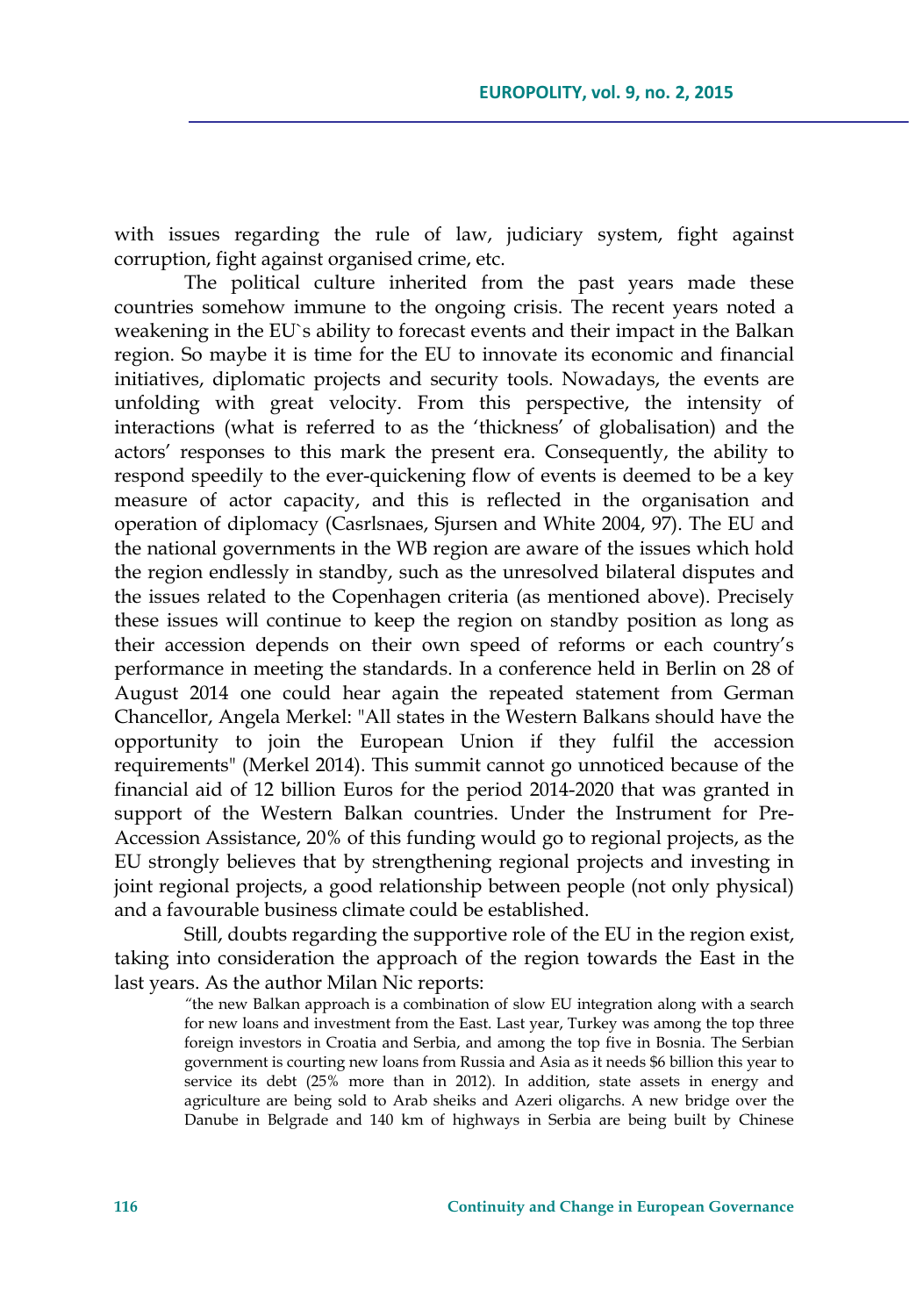with issues regarding the rule of law, judiciary system, fight against corruption, fight against organised crime, etc.

The political culture inherited from the past years made these countries somehow immune to the ongoing crisis. The recent years noted a weakening in the EU`s ability to forecast events and their impact in the Balkan region. So maybe it is time for the EU to innovate its economic and financial initiatives, diplomatic projects and security tools. Nowadays, the events are unfolding with great velocity. From this perspective, the intensity of interactions (what is referred to as the 'thickness' of globalisation) and the actors' responses to this mark the present era. Consequently, the ability to respond speedily to the ever-quickening flow of events is deemed to be a key measure of actor capacity, and this is reflected in the organisation and operation of diplomacy (Casrlsnaes, Sjursen and White 2004, 97). The EU and the national governments in the WB region are aware of the issues which hold the region endlessly in standby, such as the unresolved bilateral disputes and the issues related to the Copenhagen criteria (as mentioned above). Precisely these issues will continue to keep the region on standby position as long as their accession depends on their own speed of reforms or each country's performance in meeting the standards. In a conference held in Berlin on 28 of August 2014 one could hear again the repeated statement from German Chancellor, Angela Merkel: "All states in the Western Balkans should have the opportunity to join the European Union if they fulfil the accession requirements" (Merkel 2014). This summit cannot go unnoticed because of the financial aid of 12 billion Euros for the period 2014-2020 that was granted in support of the Western Balkan countries. Under the Instrument for Pre-Accession Assistance, 20% of this funding would go to regional projects, as the EU strongly believes that by strengthening regional projects and investing in joint regional projects, a good relationship between people (not only physical) and a favourable business climate could be established.

Still, doubts regarding the supportive role of the EU in the region exist, taking into consideration the approach of the region towards the East in the last years. As the author Milan Nic reports:

> "the new Balkan approach is a combination of slow EU integration along with a search for new loans and investment from the East. Last year, Turkey was among the top three foreign investors in Croatia and Serbia, and among the top five in Bosnia. The Serbian government is courting new loans from Russia and Asia as it needs $6 billion this year to service its debt (25% more than in 2012). In addition, state assets in energy and agriculture are being sold to Arab sheiks and Azeri oligarchs. A new bridge over the Danube in Belgrade and 140 km of highways in Serbia are being built by Chinese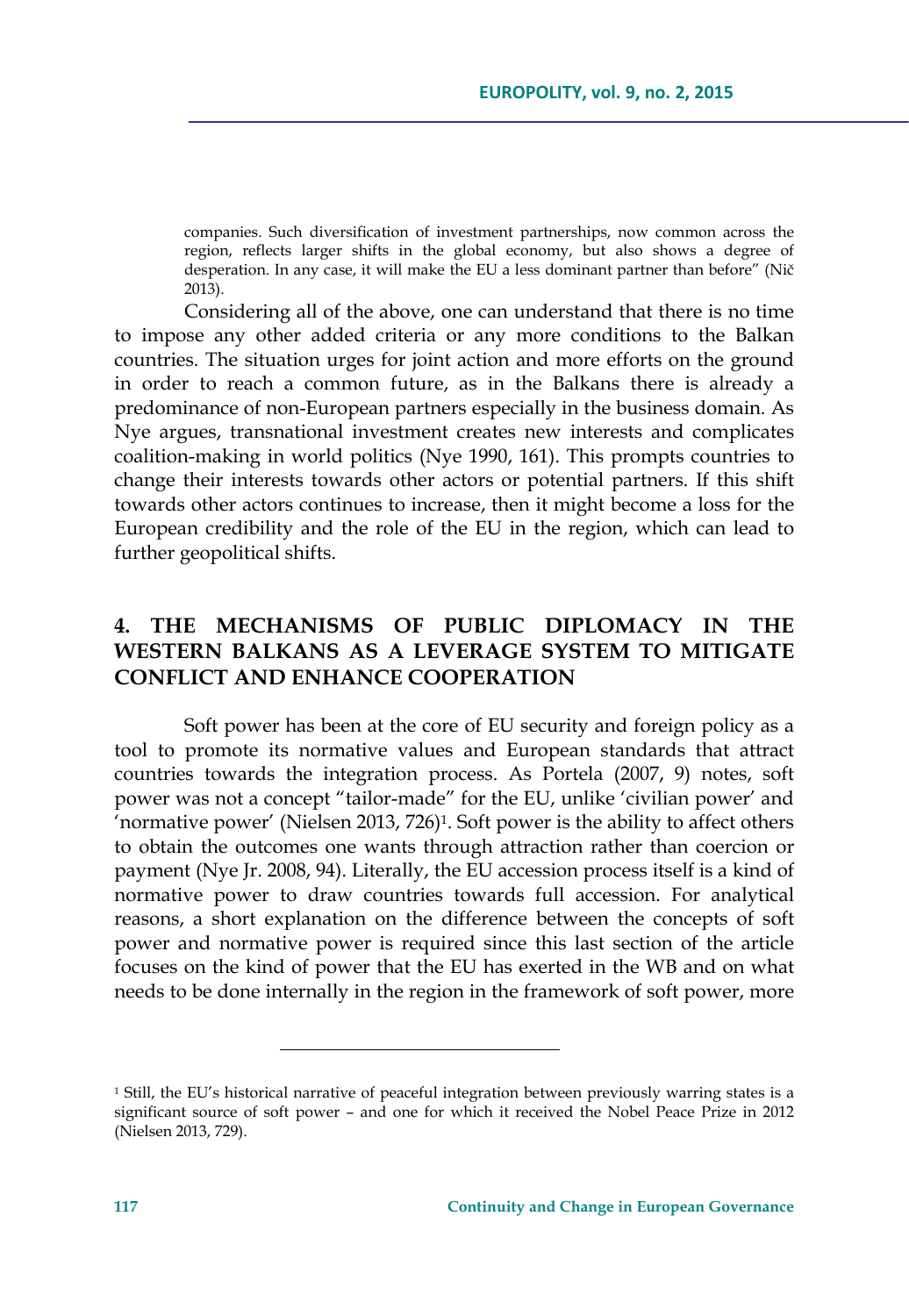companies. Such diversification of investment partnerships, now common across the region, reflects larger shifts in the global economy, but also shows a degree of desperation. In any case, it will make the EU a less dominant partner than before" (Nič 2013).

Considering all of the above, one can understand that there is no time to impose any other added criteria or any more conditions to the Balkan countries. The situation urges for joint action and more efforts on the ground in order to reach a common future, as in the Balkans there is already a predominance of non-European partners especially in the business domain. As Nye argues, transnational investment creates new interests and complicates coalition-making in world politics (Nye 1990, 161). This prompts countries to change their interests towards other actors or potential partners. If this shift towards other actors continues to increase, then it might become a loss for the European credibility and the role of the EU in the region, which can lead to further geopolitical shifts.

## 4. THE MECHANISMS OF PUBLIC DIPLOMACY IN THE WESTERN BALKANS AS A LEVERAGE SYSTEM TO MITIGATE CONFLICT AND ENHANCE COOPERATION

Soft power has been at the core of EU security and foreign policy as a tool to promote its normative values and European standards that attract countries towards the integration process. As Portela (2007, 9) notes, soft power was not a concept "tailor-made" for the EU, unlike 'civilian power' and 'normative power' (Nielsen 2013, 726)[1]. Soft power is the ability to affect others to obtain the outcomes one wants through attraction rather than coercion or payment (Nye Jr. 2008, 94). Literally, the EU accession process itself is a kind of normative power to draw countries towards full accession. For analytical reasons, a short explanation on the difference between the concepts of soft power and normative power is required since this last section of the article focuses on the kind of power that the EU has exerted in the WB and on what needs to be done internally in the region in the framework of soft power, more

---

[1] Still, the EU's historical narrative of peaceful integration between previously warring states is a significant source of soft power – and one for which it received the Nobel Peace Prize in 2012 (Nielsen 2013, 729).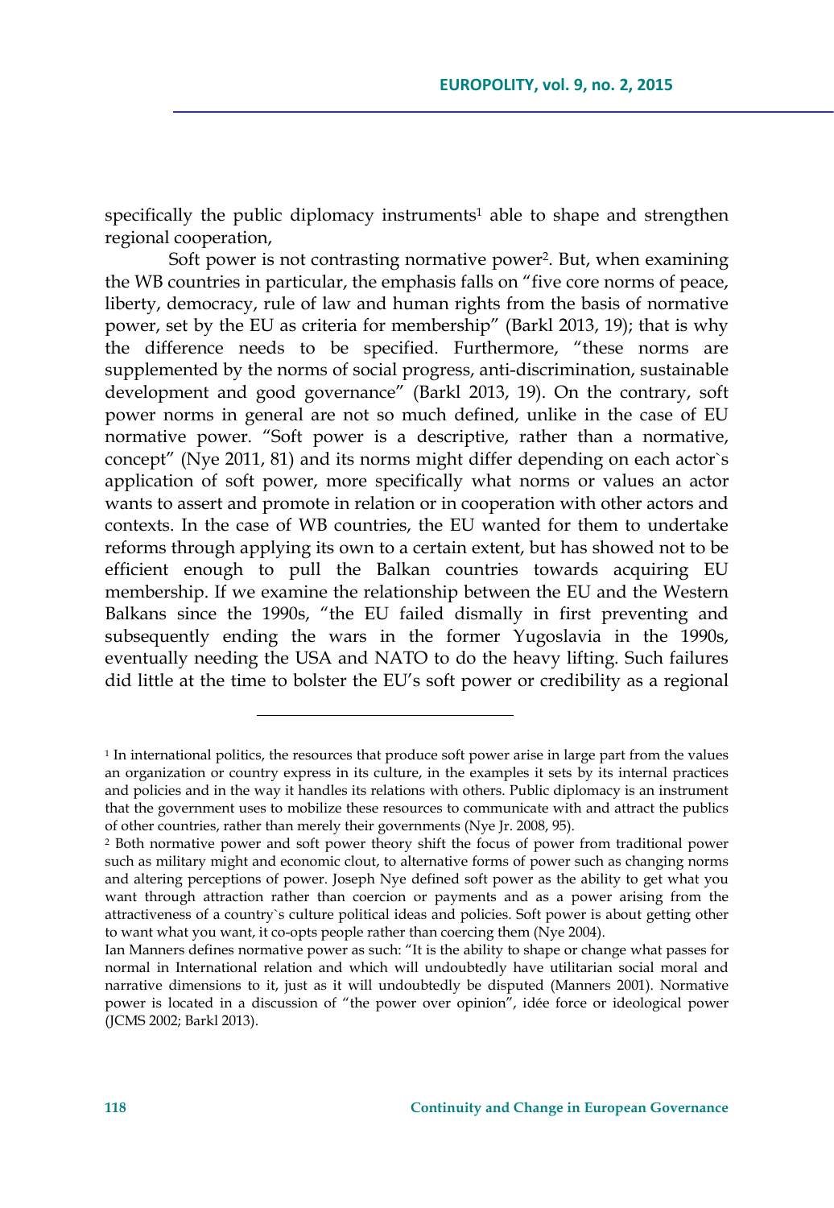specifically the public diplomacy instruments[1] able to shape and strengthen regional cooperation,

Soft power is not contrasting normative power[2]. But, when examining the WB countries in particular, the emphasis falls on "five core norms of peace, liberty, democracy, rule of law and human rights from the basis of normative power, set by the EU as criteria for membership" (Barkl 2013, 19); that is why the difference needs to be specified. Furthermore, "these norms are supplemented by the norms of social progress, anti-discrimination, sustainable development and good governance" (Barkl 2013, 19). On the contrary, soft power norms in general are not so much defined, unlike in the case of EU normative power. "Soft power is a descriptive, rather than a normative, concept" (Nye 2011, 81) and its norms might differ depending on each actor`s application of soft power, more specifically what norms or values an actor wants to assert and promote in relation or in cooperation with other actors and contexts. In the case of WB countries, the EU wanted for them to undertake reforms through applying its own to a certain extent, but has showed not to be efficient enough to pull the Balkan countries towards acquiring EU membership. If we examine the relationship between the EU and the Western Balkans since the 1990s, "the EU failed dismally in first preventing and subsequently ending the wars in the former Yugoslavia in the 1990s, eventually needing the USA and NATO to do the heavy lifting. Such failures did little at the time to bolster the EU's soft power or credibility as a regional

---

[1] In international politics, the resources that produce soft power arise in large part from the values an organization or country express in its culture, in the examples it sets by its internal practices and policies and in the way it handles its relations with others. Public diplomacy is an instrument that the government uses to mobilize these resources to communicate with and attract the publics of other countries, rather than merely their governments (Nye Jr. 2008, 95).

[2] Both normative power and soft power theory shift the focus of power from traditional power such as military might and economic clout, to alternative forms of power such as changing norms and altering perceptions of power. Joseph Nye defined soft power as the ability to get what you want through attraction rather than coercion or payments and as a power arising from the attractiveness of a country`s culture political ideas and policies. Soft power is about getting other to want what you want, it co-opts people rather than coercing them (Nye 2004).

Ian Manners defines normative power as such: "It is the ability to shape or change what passes for normal in International relation and which will undoubtedly have utilitarian social moral and narrative dimensions to it, just as it will undoubtedly be disputed (Manners 2001). Normative power is located in a discussion of "the power over opinion", idée force or ideological power (JCMS 2002; Barkl 2013).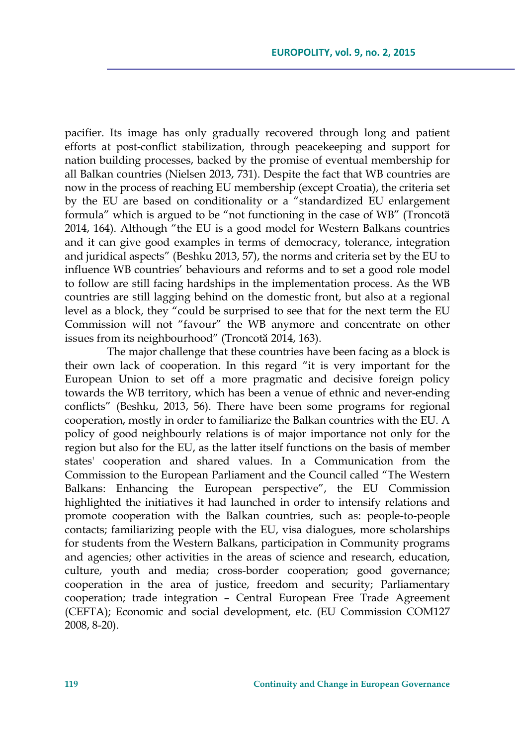pacifier. Its image has only gradually recovered through long and patient efforts at post-conflict stabilization, through peacekeeping and support for nation building processes, backed by the promise of eventual membership for all Balkan countries (Nielsen 2013, 731). Despite the fact that WB countries are now in the process of reaching EU membership (except Croatia), the criteria set by the EU are based on conditionality or a "standardized EU enlargement formula" which is argued to be "not functioning in the case of WB" (Troncotă 2014, 164). Although "the EU is a good model for Western Balkans countries and it can give good examples in terms of democracy, tolerance, integration and juridical aspects" (Beshku 2013, 57), the norms and criteria set by the EU to influence WB countries' behaviours and reforms and to set a good role model to follow are still facing hardships in the implementation process. As the WB countries are still lagging behind on the domestic front, but also at a regional level as a block, they "could be surprised to see that for the next term the EU Commission will not "favour" the WB anymore and concentrate on other issues from its neighbourhood" (Troncotă 2014, 163).

The major challenge that these countries have been facing as a block is their own lack of cooperation. In this regard "it is very important for the European Union to set off a more pragmatic and decisive foreign policy towards the WB territory, which has been a venue of ethnic and never-ending conflicts" (Beshku, 2013, 56). There have been some programs for regional cooperation, mostly in order to familiarize the Balkan countries with the EU. A policy of good neighbourly relations is of major importance not only for the region but also for the EU, as the latter itself functions on the basis of member states' cooperation and shared values. In a Communication from the Commission to the European Parliament and the Council called "The Western Balkans: Enhancing the European perspective", the EU Commission highlighted the initiatives it had launched in order to intensify relations and promote cooperation with the Balkan countries, such as: people-to-people contacts; familiarizing people with the EU, visa dialogues, more scholarships for students from the Western Balkans, participation in Community programs and agencies; other activities in the areas of science and research, education, culture, youth and media; cross-border cooperation; good governance; cooperation in the area of justice, freedom and security; Parliamentary cooperation; trade integration – Central European Free Trade Agreement (CEFTA); Economic and social development, etc. (EU Commission COM127 2008, 8-20).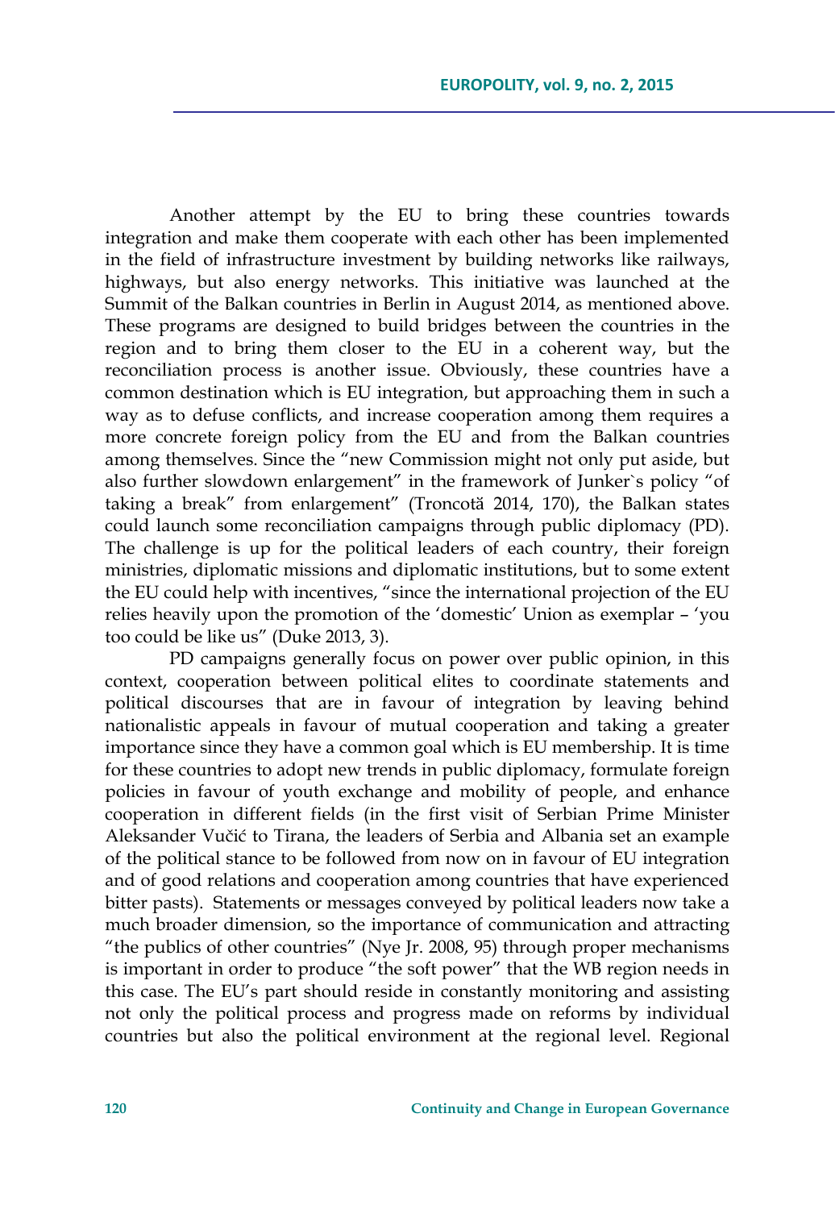Another attempt by the EU to bring these countries towards integration and make them cooperate with each other has been implemented in the field of infrastructure investment by building networks like railways, highways, but also energy networks. This initiative was launched at the Summit of the Balkan countries in Berlin in August 2014, as mentioned above. These programs are designed to build bridges between the countries in the region and to bring them closer to the EU in a coherent way, but the reconciliation process is another issue. Obviously, these countries have a common destination which is EU integration, but approaching them in such a way as to defuse conflicts, and increase cooperation among them requires a more concrete foreign policy from the EU and from the Balkan countries among themselves. Since the "new Commission might not only put aside, but also further slowdown enlargement" in the framework of Junker`s policy "of taking a break" from enlargement" (Troncotă 2014, 170), the Balkan states could launch some reconciliation campaigns through public diplomacy (PD). The challenge is up for the political leaders of each country, their foreign ministries, diplomatic missions and diplomatic institutions, but to some extent the EU could help with incentives, "since the international projection of the EU relies heavily upon the promotion of the 'domestic' Union as exemplar – 'you too could be like us" (Duke 2013, 3).

PD campaigns generally focus on power over public opinion, in this context, cooperation between political elites to coordinate statements and political discourses that are in favour of integration by leaving behind nationalistic appeals in favour of mutual cooperation and taking a greater importance since they have a common goal which is EU membership. It is time for these countries to adopt new trends in public diplomacy, formulate foreign policies in favour of youth exchange and mobility of people, and enhance cooperation in different fields (in the first visit of Serbian Prime Minister Aleksander Vučić to Tirana, the leaders of Serbia and Albania set an example of the political stance to be followed from now on in favour of EU integration and of good relations and cooperation among countries that have experienced bitter pasts). Statements or messages conveyed by political leaders now take a much broader dimension, so the importance of communication and attracting "the publics of other countries" (Nye Jr. 2008, 95) through proper mechanisms is important in order to produce "the soft power" that the WB region needs in this case. The EU's part should reside in constantly monitoring and assisting not only the political process and progress made on reforms by individual countries but also the political environment at the regional level. Regional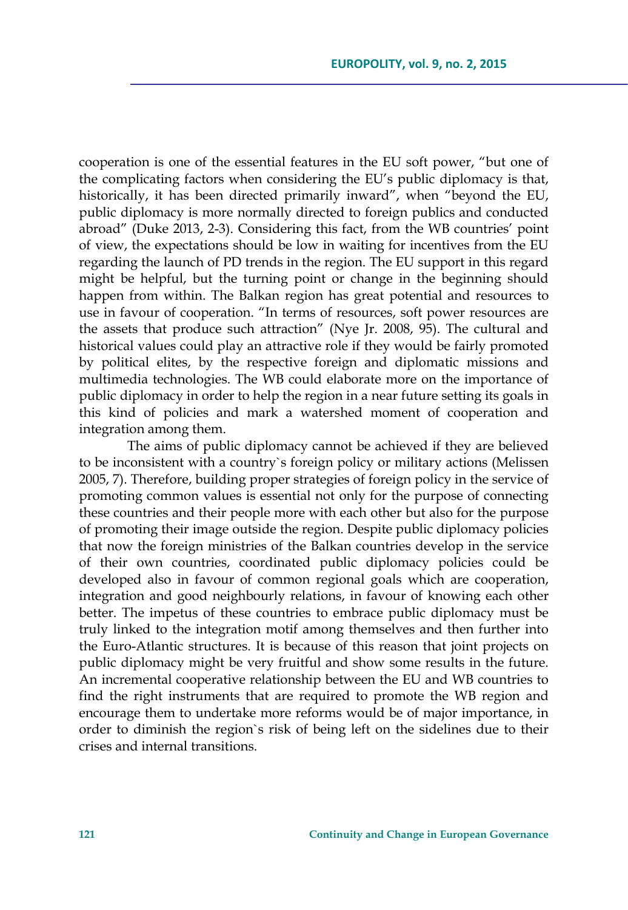cooperation is one of the essential features in the EU soft power, "but one of the complicating factors when considering the EU's public diplomacy is that, historically, it has been directed primarily inward", when "beyond the EU, public diplomacy is more normally directed to foreign publics and conducted abroad" (Duke 2013, 2-3). Considering this fact, from the WB countries' point of view, the expectations should be low in waiting for incentives from the EU regarding the launch of PD trends in the region. The EU support in this regard might be helpful, but the turning point or change in the beginning should happen from within. The Balkan region has great potential and resources to use in favour of cooperation. "In terms of resources, soft power resources are the assets that produce such attraction" (Nye Jr. 2008, 95). The cultural and historical values could play an attractive role if they would be fairly promoted by political elites, by the respective foreign and diplomatic missions and multimedia technologies. The WB could elaborate more on the importance of public diplomacy in order to help the region in a near future setting its goals in this kind of policies and mark a watershed moment of cooperation and integration among them.

The aims of public diplomacy cannot be achieved if they are believed to be inconsistent with a country`s foreign policy or military actions (Melissen 2005, 7). Therefore, building proper strategies of foreign policy in the service of promoting common values is essential not only for the purpose of connecting these countries and their people more with each other but also for the purpose of promoting their image outside the region. Despite public diplomacy policies that now the foreign ministries of the Balkan countries develop in the service of their own countries, coordinated public diplomacy policies could be developed also in favour of common regional goals which are cooperation, integration and good neighbourly relations, in favour of knowing each other better. The impetus of these countries to embrace public diplomacy must be truly linked to the integration motif among themselves and then further into the Euro-Atlantic structures. It is because of this reason that joint projects on public diplomacy might be very fruitful and show some results in the future. An incremental cooperative relationship between the EU and WB countries to find the right instruments that are required to promote the WB region and encourage them to undertake more reforms would be of major importance, in order to diminish the region`s risk of being left on the sidelines due to their crises and internal transitions.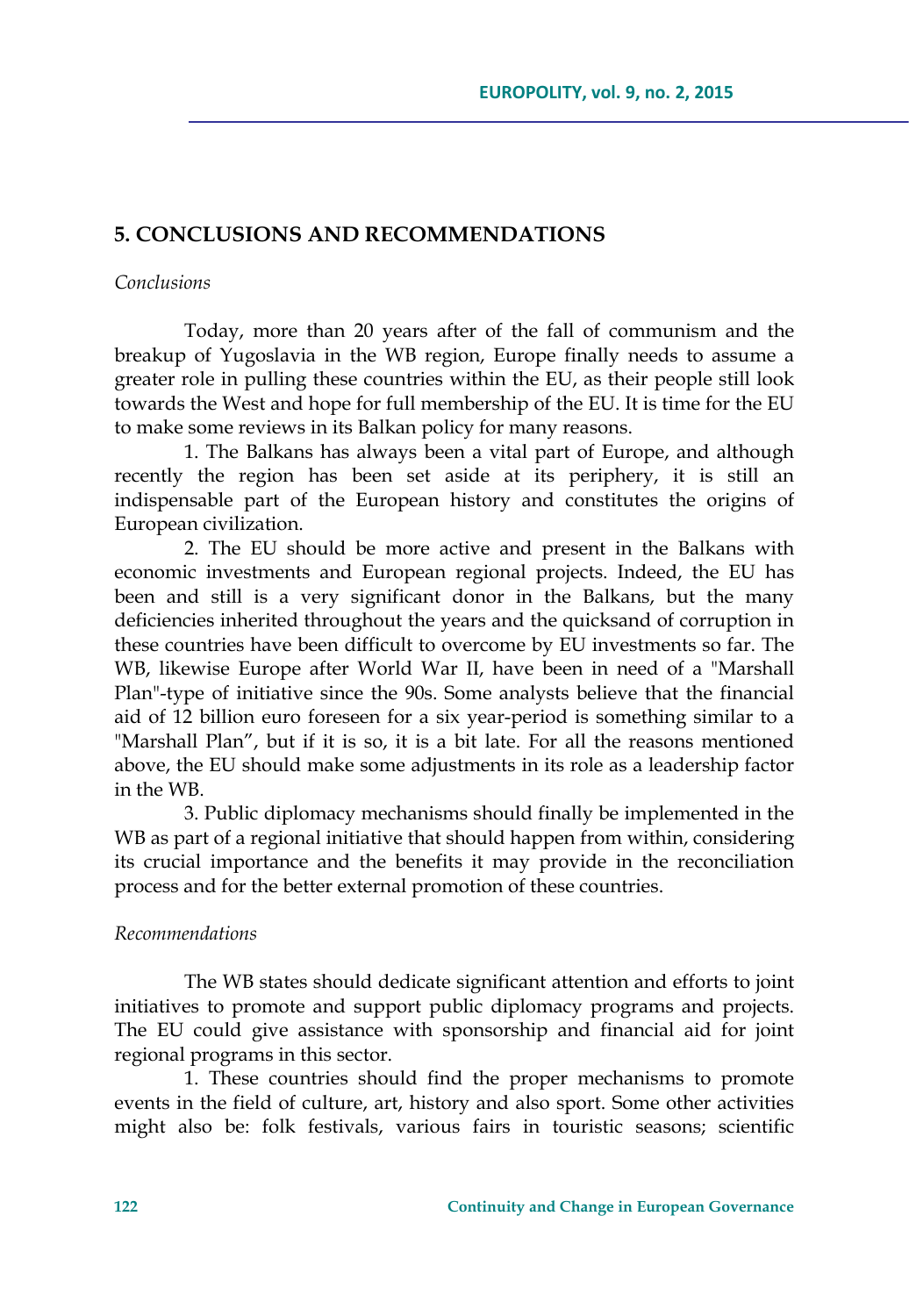## 5. CONCLUSIONS AND RECOMMENDATIONS

*Conclusions*

Today, more than 20 years after of the fall of communism and the breakup of Yugoslavia in the WB region, Europe finally needs to assume a greater role in pulling these countries within the EU, as their people still look towards the West and hope for full membership of the EU. It is time for the EU to make some reviews in its Balkan policy for many reasons.

1. The Balkans has always been a vital part of Europe, and although recently the region has been set aside at its periphery, it is still an indispensable part of the European history and constitutes the origins of European civilization.

2. The EU should be more active and present in the Balkans with economic investments and European regional projects. Indeed, the EU has been and still is a very significant donor in the Balkans, but the many deficiencies inherited throughout the years and the quicksand of corruption in these countries have been difficult to overcome by EU investments so far. The WB, likewise Europe after World War II, have been in need of a "Marshall Plan"-type of initiative since the 90s. Some analysts believe that the financial aid of 12 billion euro foreseen for a six year-period is something similar to a "Marshall Plan", but if it is so, it is a bit late. For all the reasons mentioned above, the EU should make some adjustments in its role as a leadership factor in the WB.

3. Public diplomacy mechanisms should finally be implemented in the WB as part of a regional initiative that should happen from within, considering its crucial importance and the benefits it may provide in the reconciliation process and for the better external promotion of these countries.

*Recommendations*

The WB states should dedicate significant attention and efforts to joint initiatives to promote and support public diplomacy programs and projects. The EU could give assistance with sponsorship and financial aid for joint regional programs in this sector.

1. These countries should find the proper mechanisms to promote events in the field of culture, art, history and also sport. Some other activities might also be: folk festivals, various fairs in touristic seasons; scientific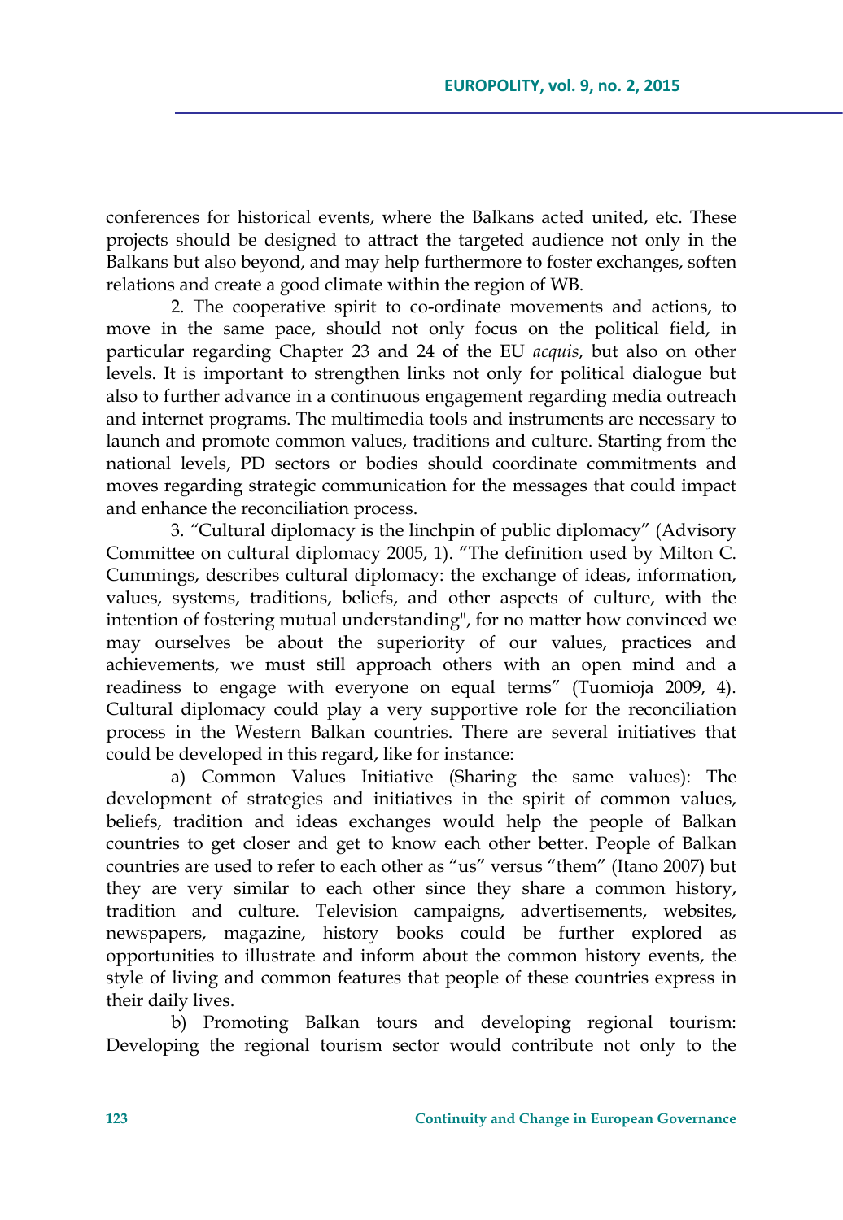conferences for historical events, where the Balkans acted united, etc. These projects should be designed to attract the targeted audience not only in the Balkans but also beyond, and may help furthermore to foster exchanges, soften relations and create a good climate within the region of WB.

2. The cooperative spirit to co-ordinate movements and actions, to move in the same pace, should not only focus on the political field, in particular regarding Chapter 23 and 24 of the EU *acquis*, but also on other levels. It is important to strengthen links not only for political dialogue but also to further advance in a continuous engagement regarding media outreach and internet programs. The multimedia tools and instruments are necessary to launch and promote common values, traditions and culture. Starting from the national levels, PD sectors or bodies should coordinate commitments and moves regarding strategic communication for the messages that could impact and enhance the reconciliation process.

3. "Cultural diplomacy is the linchpin of public diplomacy" (Advisory Committee on cultural diplomacy 2005, 1). "The definition used by Milton C. Cummings, describes cultural diplomacy: the exchange of ideas, information, values, systems, traditions, beliefs, and other aspects of culture, with the intention of fostering mutual understanding", for no matter how convinced we may ourselves be about the superiority of our values, practices and achievements, we must still approach others with an open mind and a readiness to engage with everyone on equal terms" (Tuomioja 2009, 4). Cultural diplomacy could play a very supportive role for the reconciliation process in the Western Balkan countries. There are several initiatives that could be developed in this regard, like for instance:

a) Common Values Initiative (Sharing the same values): The development of strategies and initiatives in the spirit of common values, beliefs, tradition and ideas exchanges would help the people of Balkan countries to get closer and get to know each other better. People of Balkan countries are used to refer to each other as "us" versus "them" (Itano 2007) but they are very similar to each other since they share a common history, tradition and culture. Television campaigns, advertisements, websites, newspapers, magazine, history books could be further explored as opportunities to illustrate and inform about the common history events, the style of living and common features that people of these countries express in their daily lives.

b) Promoting Balkan tours and developing regional tourism: Developing the regional tourism sector would contribute not only to the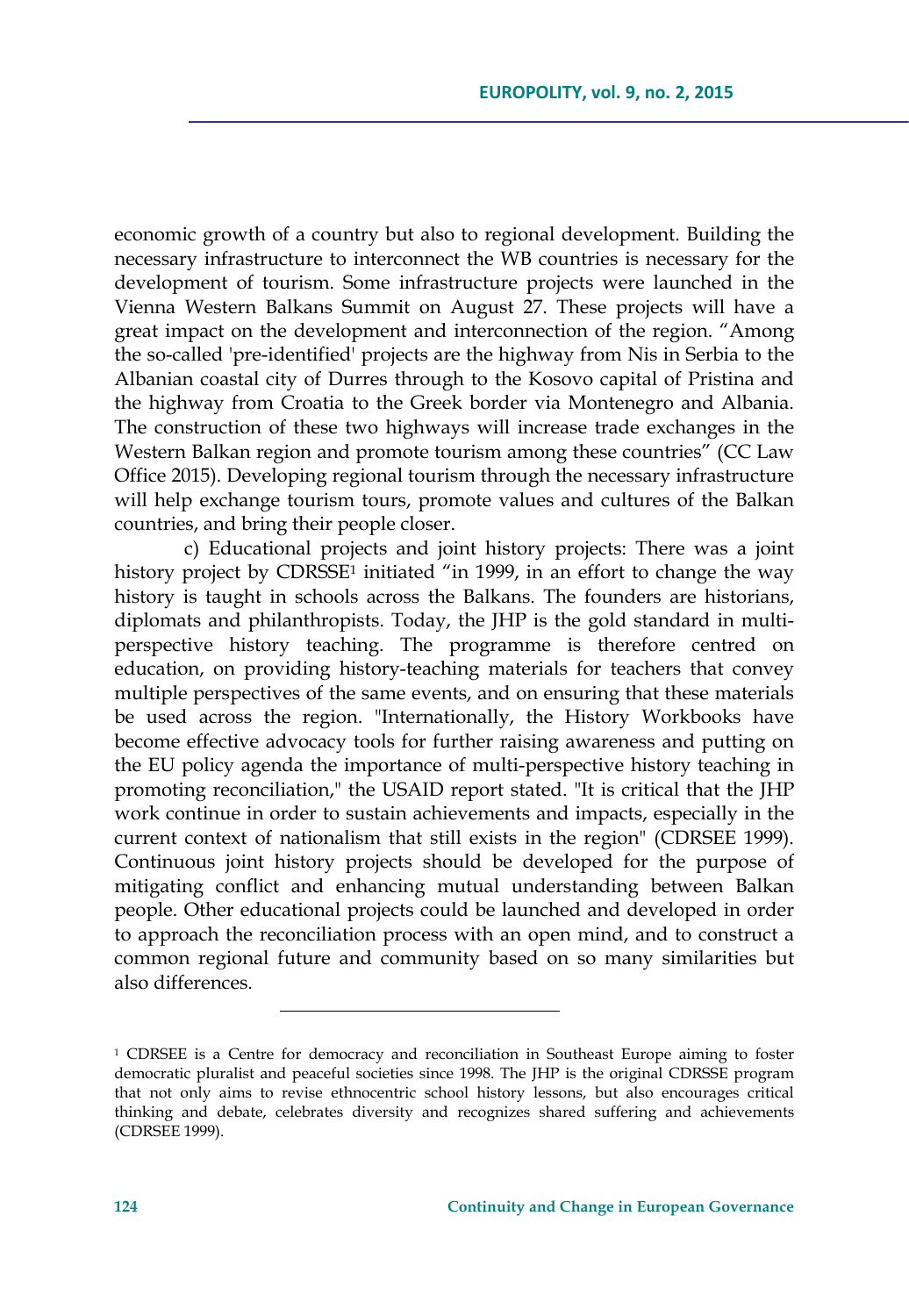economic growth of a country but also to regional development. Building the necessary infrastructure to interconnect the WB countries is necessary for the development of tourism. Some infrastructure projects were launched in the Vienna Western Balkans Summit on August 27. These projects will have a great impact on the development and interconnection of the region. "Among the so-called 'pre-identified' projects are the highway from Nis in Serbia to the Albanian coastal city of Durres through to the Kosovo capital of Pristina and the highway from Croatia to the Greek border via Montenegro and Albania. The construction of these two highways will increase trade exchanges in the Western Balkan region and promote tourism among these countries" (CC Law Office 2015). Developing regional tourism through the necessary infrastructure will help exchange tourism tours, promote values and cultures of the Balkan countries, and bring their people closer.

c) Educational projects and joint history projects: There was a joint history project by CDRSSE[1] initiated "in 1999, in an effort to change the way history is taught in schools across the Balkans. The founders are historians, diplomats and philanthropists. Today, the JHP is the gold standard in multi-perspective history teaching. The programme is therefore centred on education, on providing history-teaching materials for teachers that convey multiple perspectives of the same events, and on ensuring that these materials be used across the region. "Internationally, the History Workbooks have become effective advocacy tools for further raising awareness and putting on the EU policy agenda the importance of multi-perspective history teaching in promoting reconciliation," the USAID report stated. "It is critical that the JHP work continue in order to sustain achievements and impacts, especially in the current context of nationalism that still exists in the region" (CDRSEE 1999). Continuous joint history projects should be developed for the purpose of mitigating conflict and enhancing mutual understanding between Balkan people. Other educational projects could be launched and developed in order to approach the reconciliation process with an open mind, and to construct a common regional future and community based on so many similarities but also differences.

---

[1] CDRSEE is a Centre for democracy and reconciliation in Southeast Europe aiming to foster democratic pluralist and peaceful societies since 1998. The JHP is the original CDRSSE program that not only aims to revise ethnocentric school history lessons, but also encourages critical thinking and debate, celebrates diversity and recognizes shared suffering and achievements (CDRSEE 1999).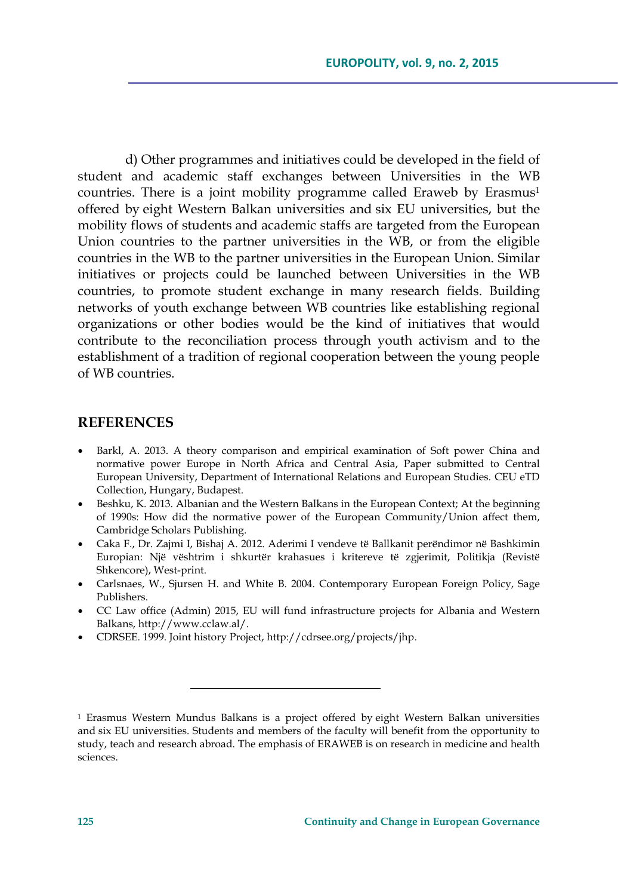d) Other programmes and initiatives could be developed in the field of student and academic staff exchanges between Universities in the WB countries. There is a joint mobility programme called Eraweb by Erasmus[1] offered by eight Western Balkan universities and six EU universities, but the mobility flows of students and academic staffs are targeted from the European Union countries to the partner universities in the WB, or from the eligible countries in the WB to the partner universities in the European Union. Similar initiatives or projects could be launched between Universities in the WB countries, to promote student exchange in many research fields. Building networks of youth exchange between WB countries like establishing regional organizations or other bodies would be the kind of initiatives that would contribute to the reconciliation process through youth activism and to the establishment of a tradition of regional cooperation between the young people of WB countries.

## REFERENCES

- Barkl, A. 2013. A theory comparison and empirical examination of Soft power China and normative power Europe in North Africa and Central Asia, Paper submitted to Central European University, Department of International Relations and European Studies. CEU eTD Collection, Hungary, Budapest.
- Beshku, K. 2013. Albanian and the Western Balkans in the European Context; At the beginning of 1990s: How did the normative power of the European Community/Union affect them, Cambridge Scholars Publishing.
- Caka F., Dr. Zajmi I, Bishaj A. 2012. Aderimi I vendeve të Ballkanit perëndimor në Bashkimin Europian: Një vështrim i shkurtër krahasues i kritereve të zgjerimit, Politikja (Revistë Shkencore), West-print.
- Carlsnaes, W., Sjursen H. and White B. 2004. Contemporary European Foreign Policy, Sage Publishers.
- CC Law office (Admin) 2015, EU will fund infrastructure projects for Albania and Western Balkans, http://www.cclaw.al/.
- CDRSEE. 1999. Joint history Project, http://cdrsee.org/projects/jhp.

---

[1] Erasmus Western Mundus Balkans is a project offered by eight Western Balkan universities and six EU universities. Students and members of the faculty will benefit from the opportunity to study, teach and research abroad. The emphasis of ERAWEB is on research in medicine and health sciences.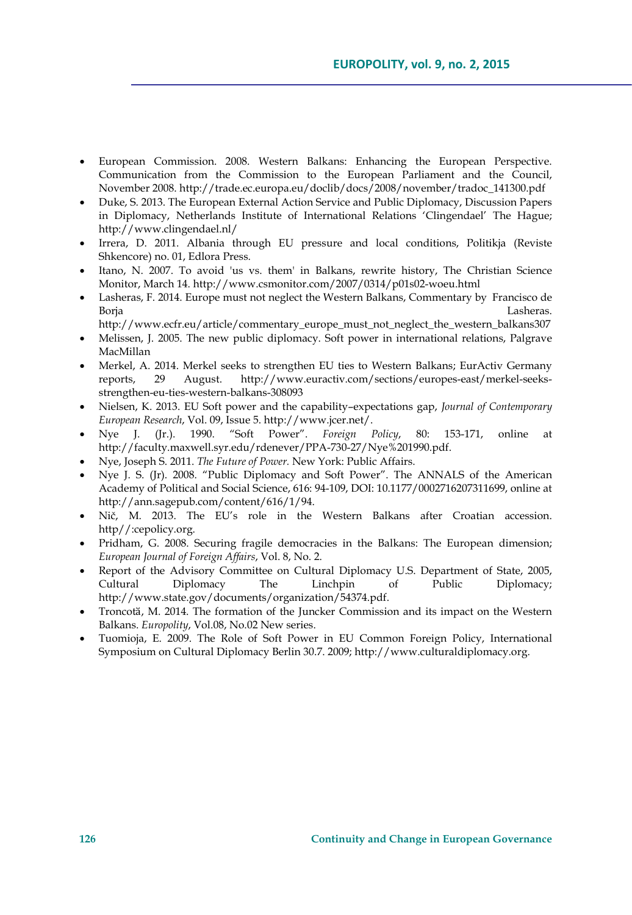- European Commission. 2008. Western Balkans: Enhancing the European Perspective. Communication from the Commission to the European Parliament and the Council, November 2008. http://trade.ec.europa.eu/doclib/docs/2008/november/tradoc_141300.pdf
- Duke, S. 2013. The European External Action Service and Public Diplomacy, Discussion Papers in Diplomacy, Netherlands Institute of International Relations 'Clingendael' The Hague; http://www.clingendael.nl/
- Irrera, D. 2011. Albania through EU pressure and local conditions, Politikja (Reviste Shkencore) no. 01, Edlora Press.
- Itano, N. 2007. To avoid 'us vs. them' in Balkans, rewrite history, The Christian Science Monitor, March 14. http://www.csmonitor.com/2007/0314/p01s02-woeu.html
- Lasheras, F. 2014. Europe must not neglect the Western Balkans, Commentary by Francisco de Borja Lasheras. http://www.ecfr.eu/article/commentary_europe_must_not_neglect_the_western_balkans307
- Melissen, J. 2005. The new public diplomacy. Soft power in international relations, Palgrave MacMillan
- Merkel, A. 2014. Merkel seeks to strengthen EU ties to Western Balkans; EurActiv Germany reports, 29 August. http://www.euractiv.com/sections/europes-east/merkel-seeks-strengthen-eu-ties-western-balkans-308093
- Nielsen, K. 2013. EU Soft power and the capability–expectations gap, *Journal of Contemporary European Research*, Vol. 09, Issue 5. http://www.jcer.net/.
- Nye J. (Jr.). 1990. "Soft Power". *Foreign Policy*, 80: 153-171, online at http://faculty.maxwell.syr.edu/rdenever/PPA-730-27/Nye%201990.pdf.
- Nye, Joseph S. 2011. *The Future of Power.* New York: Public Affairs.
- Nye J. S. (Jr) 2008. "Public Diplomacy and Soft Power". The ANNALS of the American Academy of Political and Social Science, 616: 94-109, DOI: 10.1177/0002716207311699, online at http://ann.sagepub.com/content/616/1/94.
- Nič, M. 2013. The EU's role in the Western Balkans after Croatian accession. http//:cepolicy.org.
- Pridham, G. 2008. Securing fragile democracies in the Balkans: The European dimension; *European Journal of Foreign Affairs*, Vol. 8, No. 2.
- Report of the Advisory Committee on Cultural Diplomacy U.S. Department of State, 2005, Cultural Diplomacy The Linchpin of Public Diplomacy; http://www.state.gov/documents/organization/54374.pdf.
- Troncotă, M. 2014. The formation of the Juncker Commission and its impact on the Western Balkans. *Europolity*, Vol.08, No.02 New series.
- Tuomioja, E. 2009. The Role of Soft Power in EU Common Foreign Policy, International Symposium on Cultural Diplomacy Berlin 30.7. 2009; http://www.culturaldiplomacy.org.